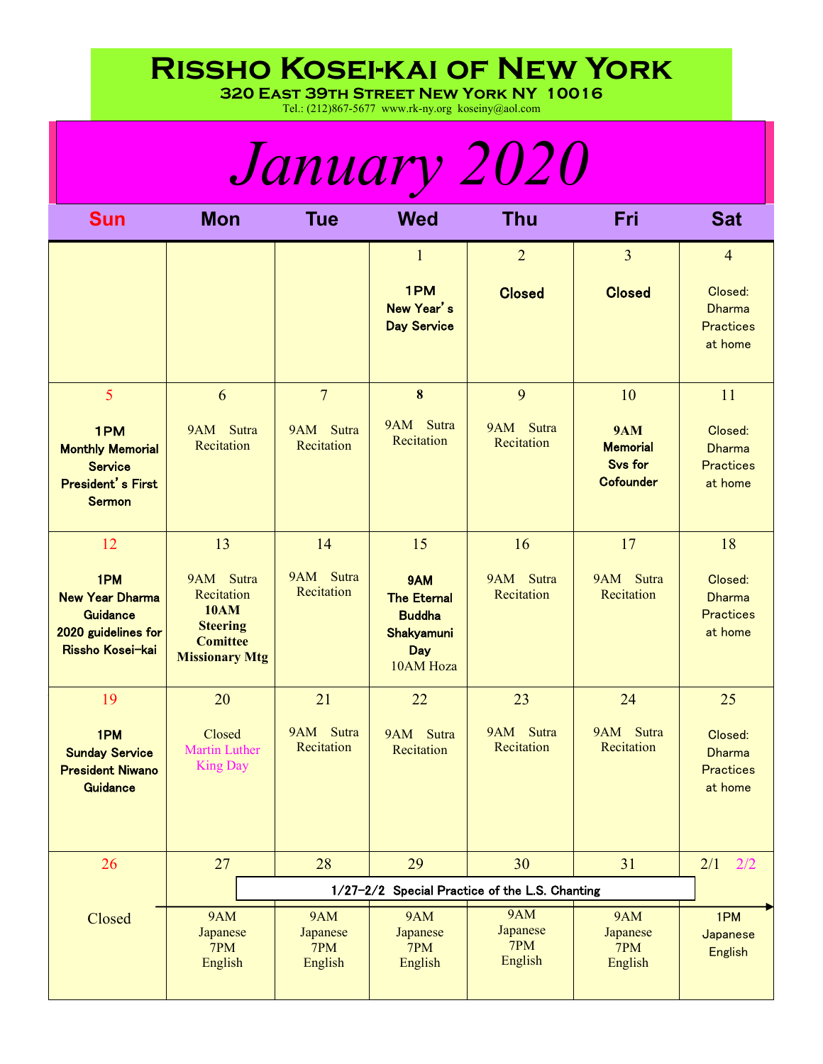# Rissho Kosei-kai of New York

**320 East 39th Street New York NY 10016**

Tel.: (212)867-5677 www.rk-ny.org koseiny@aol.com

# *January 2020*

| Sun | Mon | Tue | Wed | Thu | Fri | Sat |
|---|---|---|---|---|---|---|
| | | | 1<br>**1PM New Year's Day Service** | 2<br>**Closed** | 3<br>**Closed** | 4<br>Closed: Dharma Practices at home |
| 5<br>**1PM Monthly Memorial Service President's First Sermon** | 6<br>9AM Sutra Recitation | 7<br>9AM Sutra Recitation | 8<br>9AM Sutra Recitation | 9<br>9AM Sutra Recitation | 10<br>**9AM Memorial Svs for Cofounder** | 11<br>Closed: Dharma Practices at home |
| 12<br>**1PM New Year Dharma Guidance 2020 guidelines for Rissho Kosei-kai** | 13<br>9AM Sutra Recitation<br>**10AM Steering Comittee Missionary Mtg** | 14<br>9AM Sutra Recitation | 15<br>**9AM The Eternal Buddha Shakyamuni Day**<br>10AM Hoza | 16<br>9AM Sutra Recitation | 17<br>9AM Sutra Recitation | 18<br>Closed: Dharma Practices at home |
| 19<br>**1PM Sunday Service President Niwano Guidance** | 20<br>Closed<br>Martin Luther King Day | 21<br>9AM Sutra Recitation | 22<br>9AM Sutra Recitation | 23<br>9AM Sutra Recitation | 24<br>9AM Sutra Recitation | 25<br>Closed: Dharma Practices at home |
| 26<br>Closed | 27<br>9AM Japanese<br>7PM English | 28<br>9AM Japanese<br>7PM English | 29<br>9AM Japanese<br>7PM English | 30<br>9AM Japanese<br>7PM English | 31<br>9AM Japanese<br>7PM English | 2/1 2/2<br>1PM Japanese English |

1/27-2/2 Special Practice of the L.S. Chanting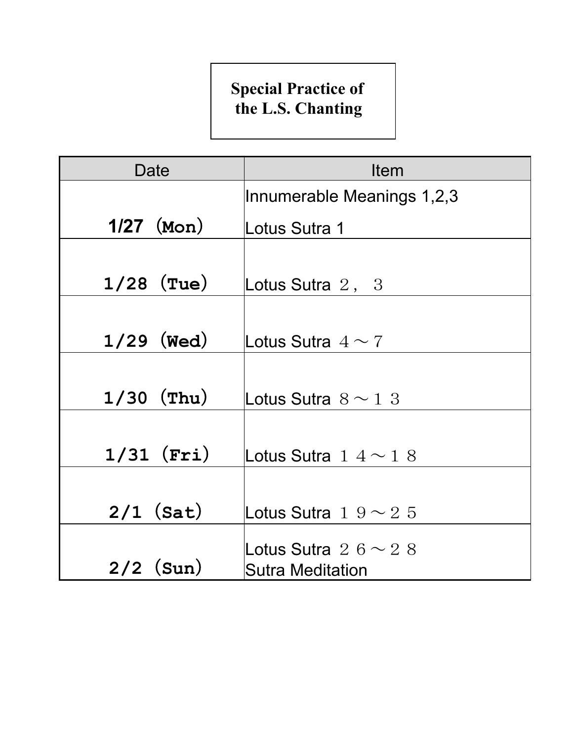# Special Practice of the L.S. Chanting

| Date | Item |
| --- | --- |
| **1/27 （Mon）** | Innumerable Meanings 1,2,3<br>Lotus Sutra 1 |
| **1/28 （Tue）** | Lotus Sutra ２，３ |
| **1/29 （Wed）** | Lotus Sutra ４～７ |
| **1/30 （Thu）** | Lotus Sutra ８～１３ |
| **1/31 （Fri）** | Lotus Sutra １４～１８ |
| **2/1 （Sat）** | Lotus Sutra １９～２５ |
| **2/2 （Sun）** | Lotus Sutra ２６～２８<br>Sutra Meditation |